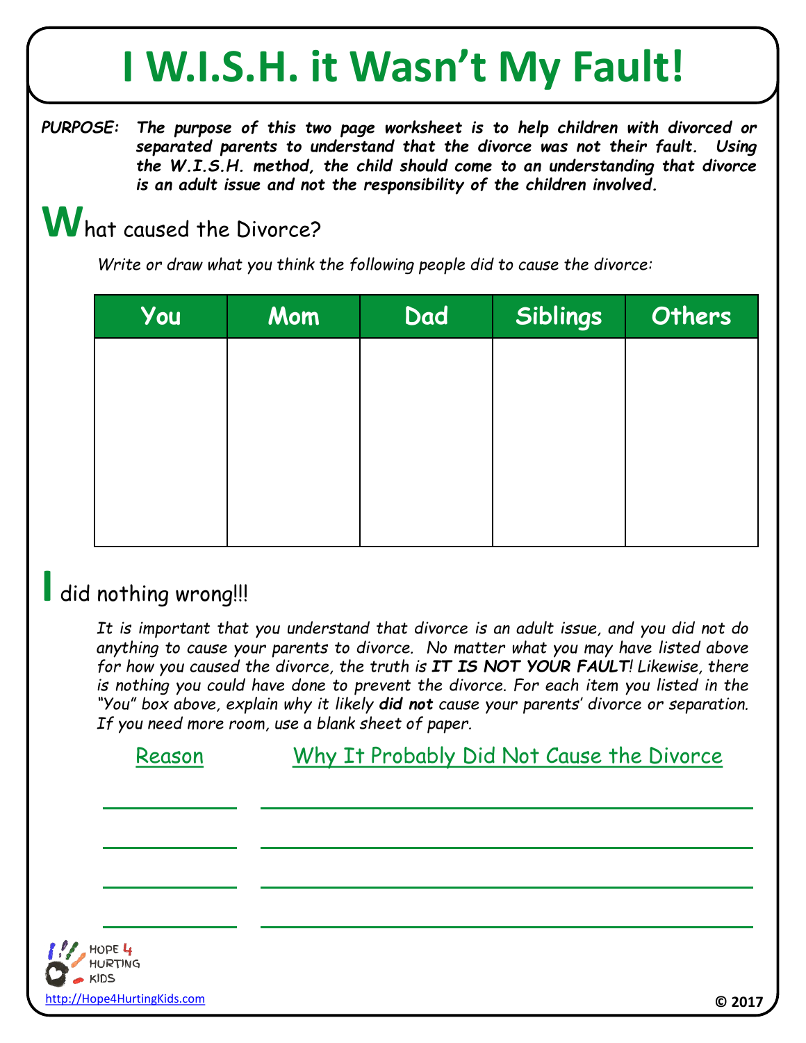# I W.I.S.H. it Wasn't My Fault!

***PURPOSE:*** ***The purpose of this two page worksheet is to help children with divorced or separated parents to understand that the divorce was not their fault. Using the W.I.S.H. method, the child should come to an understanding that divorce is an adult issue and not the responsibility of the children involved.***

## What caused the Divorce?

*Write or draw what you think the following people did to cause the divorce:*

| You | Mom | Dad | Siblings | Others |
|---|---|---|---|---|
| | | | | |

## I did nothing wrong!!!

*It is important that you understand that divorce is an adult issue, and you did not do anything to cause your parents to divorce. No matter what you may have listed above for how you caused the divorce, the truth is* ***IT IS NOT YOUR FAULT****! Likewise, there is nothing you could have done to prevent the divorce. For each item you listed in the "You" box above, explain why it likely* ***did not*** *cause your parents' divorce or separation. If you need more room, use a blank sheet of paper.*

| Reason | Why It Probably Did Not Cause the Divorce |
|---|---|
| | |
| | |
| | |
| | |

HOPE 4 HURTING KIDS

http://Hope4HurtingKids.com

© 2017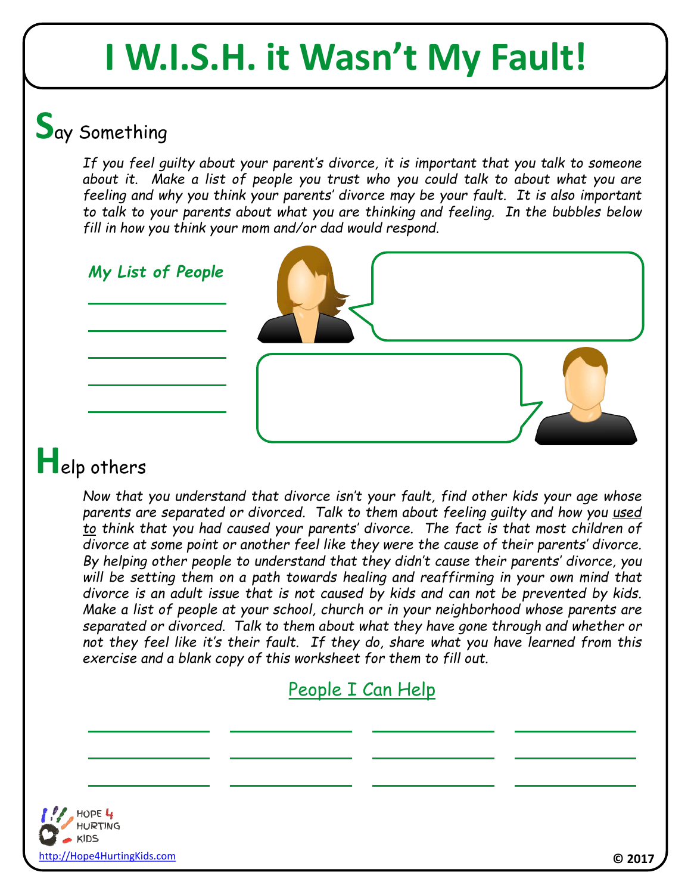# I W.I.S.H. it Wasn't My Fault!

## Say Something

*If you feel guilty about your parent's divorce, it is important that you talk to someone about it. Make a list of people you trust who you could talk to about what you are feeling and why you think your parents' divorce may be your fault. It is also important to talk to your parents about what you are thinking and feeling. In the bubbles below fill in how you think your mom and/or dad would respond.*

***My List of People***

______________

______________

______________

______________

______________

## Help others

*Now that you understand that divorce isn't your fault, find other kids your age whose parents are separated or divorced. Talk to them about feeling guilty and how you used to think that you had caused your parents' divorce. The fact is that most children of divorce at some point or another feel like they were the cause of their parents' divorce. By helping other people to understand that they didn't cause their parents' divorce, you will be setting them on a path towards healing and reaffirming in your own mind that divorce is an adult issue that is not caused by kids and can not be prevented by kids. Make a list of people at your school, church or in your neighborhood whose parents are separated or divorced. Talk to them about what they have gone through and whether or not they feel like it's their fault. If they do, share what you have learned from this exercise and a blank copy of this worksheet for them to fill out.*

People I Can Help

| | | | |
|---|---|---|---|
| ______________ | ______________ | ______________ | ______________ |
| ______________ | ______________ | ______________ | ______________ |
| ______________ | ______________ | ______________ | ______________ |

HOPE 4 HURTING KIDS

http://Hope4HurtingKids.com

© 2017